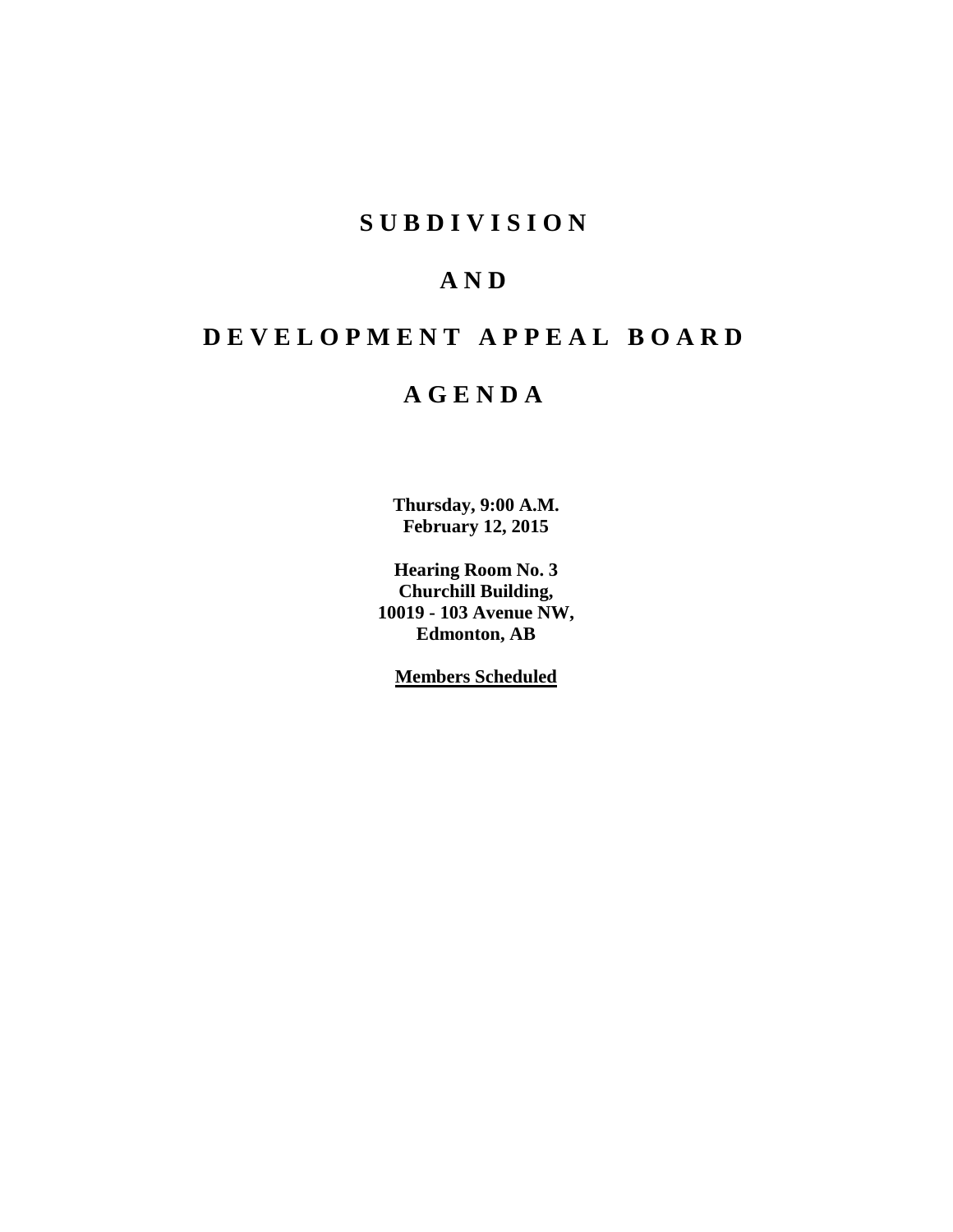# S U B D I V I S I O N

# A N D

# D E V E L O P M E N T   A P P E A L   B O A R D

# A G E N D A

**Thursday, 9:00 A.M.**
**February 12, 2015**

**Hearing Room No. 3**
**Churchill Building,**
**10019 - 103 Avenue NW,**
**Edmonton, AB**

**Members Scheduled**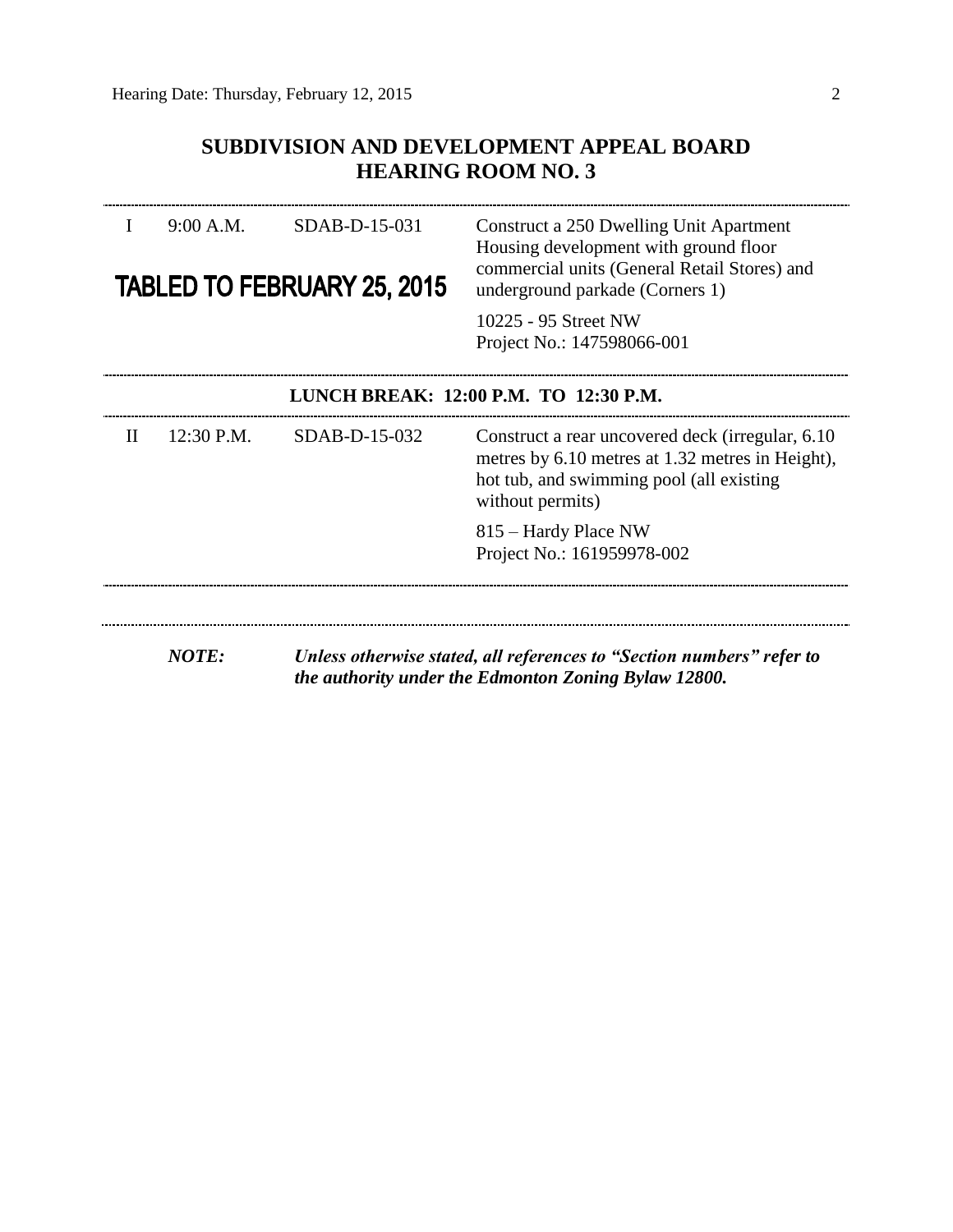## SUBDIVISION AND DEVELOPMENT APPEAL BOARD
## HEARING ROOM NO. 3

| | | | |
|---|---|---|---|
| I | 9:00 A.M. | SDAB-D-15-031 | Construct a 250 Dwelling Unit Apartment Housing development with ground floor commercial units (General Retail Stores) and underground parkade (Corners 1) |
| | **TABLED TO FEBRUARY 25, 2015** | | 10225 - 95 Street NW<br>Project No.: 147598066-001 |

**LUNCH BREAK: 12:00 P.M. TO 12:30 P.M.**

| | | | |
|---|---|---|---|
| II | 12:30 P.M. | SDAB-D-15-032 | Construct a rear uncovered deck (irregular, 6.10 metres by 6.10 metres at 1.32 metres in Height), hot tub, and swimming pool (all existing without permits) |
| | | | 815 – Hardy Place NW<br>Project No.: 161959978-002 |

***NOTE:*** ***Unless otherwise stated, all references to "Section numbers" refer to the authority under the Edmonton Zoning Bylaw 12800.***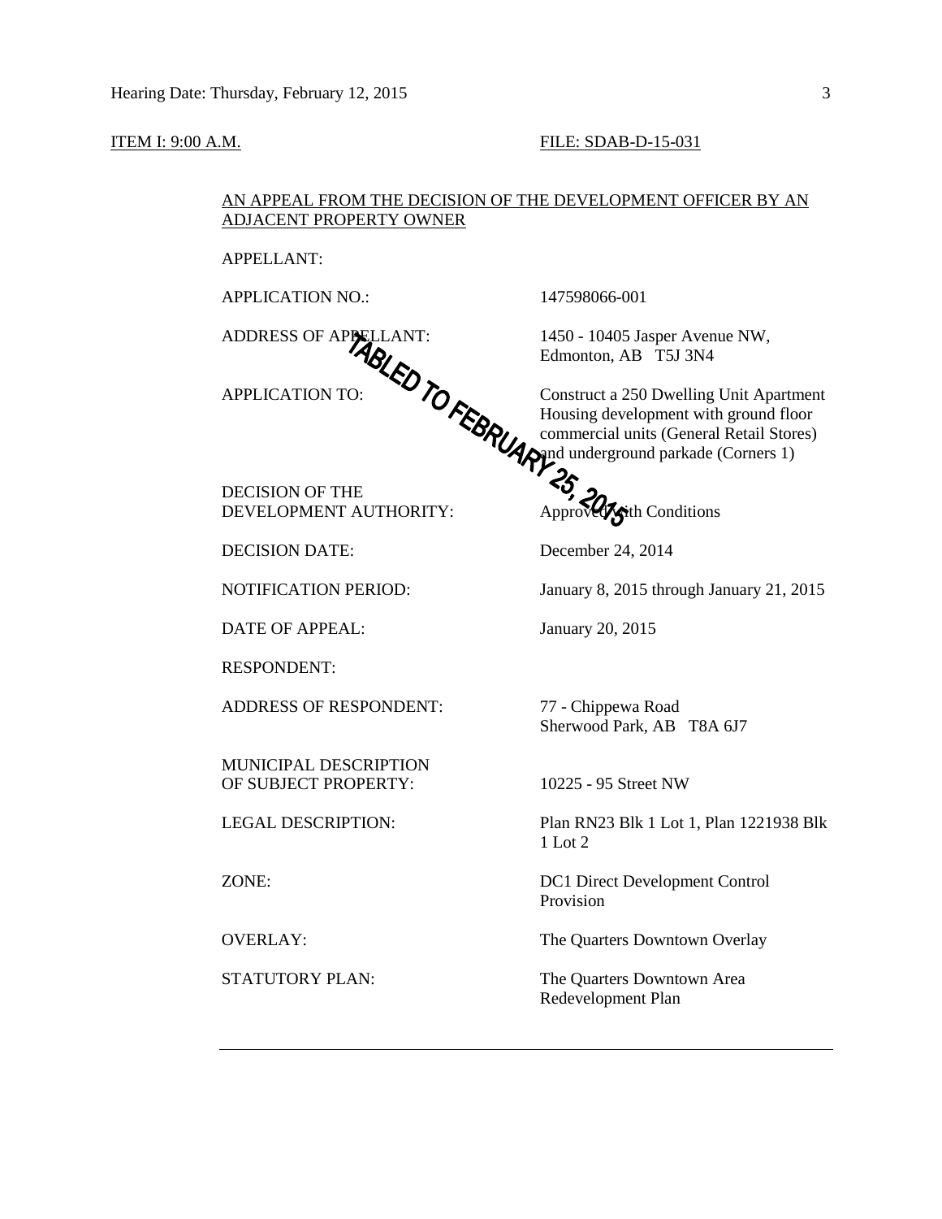ITEM I: 9:00 A.M. FILE: SDAB-D-15-031

AN APPEAL FROM THE DECISION OF THE DEVELOPMENT OFFICER BY AN ADJACENT PROPERTY OWNER

TABLED TO FEBRUARY 25, 2015

| | |
|---|---|
| APPELLANT: | |
| APPLICATION NO.: | 147598066-001 |
| ADDRESS OF APPELLANT: | 1450 - 10405 Jasper Avenue NW, Edmonton, AB T5J 3N4 |
| APPLICATION TO: | Construct a 250 Dwelling Unit Apartment Housing development with ground floor commercial units (General Retail Stores) and underground parkade (Corners 1) |
| DECISION OF THE DEVELOPMENT AUTHORITY: | Approved with Conditions |
| DECISION DATE: | December 24, 2014 |
| NOTIFICATION PERIOD: | January 8, 2015 through January 21, 2015 |
| DATE OF APPEAL: | January 20, 2015 |
| RESPONDENT: | |
| ADDRESS OF RESPONDENT: | 77 - Chippewa Road Sherwood Park, AB T8A 6J7 |
| MUNICIPAL DESCRIPTION OF SUBJECT PROPERTY: | 10225 - 95 Street NW |
| LEGAL DESCRIPTION: | Plan RN23 Blk 1 Lot 1, Plan 1221938 Blk 1 Lot 2 |
| ZONE: | DC1 Direct Development Control Provision |
| OVERLAY: | The Quarters Downtown Overlay |
| STATUTORY PLAN: | The Quarters Downtown Area Redevelopment Plan |

---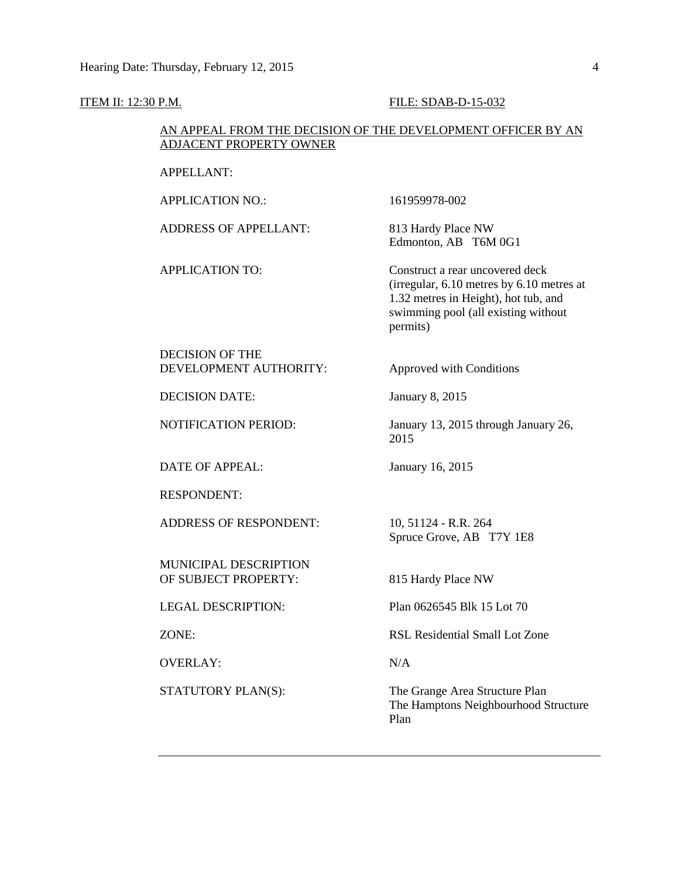ITEM II: 12:30 P.M. FILE: SDAB-D-15-032

AN APPEAL FROM THE DECISION OF THE DEVELOPMENT OFFICER BY AN ADJACENT PROPERTY OWNER

| | |
|---|---|
| APPELLANT: | |
| APPLICATION NO.: | 161959978-002 |
| ADDRESS OF APPELLANT: | 813 Hardy Place NW<br>Edmonton, AB T6M 0G1 |
| APPLICATION TO: | Construct a rear uncovered deck (irregular, 6.10 metres by 6.10 metres at 1.32 metres in Height), hot tub, and swimming pool (all existing without permits) |
| DECISION OF THE DEVELOPMENT AUTHORITY: | Approved with Conditions |
| DECISION DATE: | January 8, 2015 |
| NOTIFICATION PERIOD: | January 13, 2015 through January 26, 2015 |
| DATE OF APPEAL: | January 16, 2015 |
| RESPONDENT: | |
| ADDRESS OF RESPONDENT: | 10, 51124 - R.R. 264<br>Spruce Grove, AB T7Y 1E8 |
| MUNICIPAL DESCRIPTION OF SUBJECT PROPERTY: | 815 Hardy Place NW |
| LEGAL DESCRIPTION: | Plan 0626545 Blk 15 Lot 70 |
| ZONE: | RSL Residential Small Lot Zone |
| OVERLAY: | N/A |
| STATUTORY PLAN(S): | The Grange Area Structure Plan<br>The Hamptons Neighbourhood Structure Plan |

---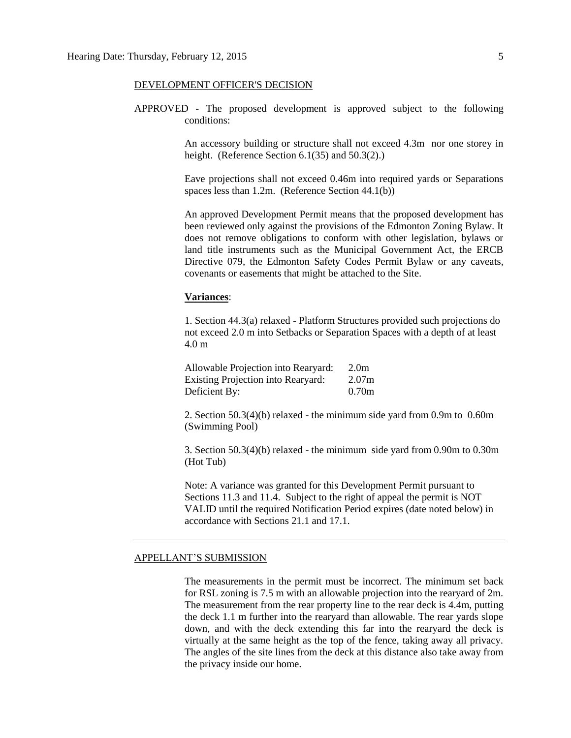## DEVELOPMENT OFFICER'S DECISION

APPROVED - The proposed development is approved subject to the following conditions:

An accessory building or structure shall not exceed 4.3m nor one storey in height. (Reference Section 6.1(35) and 50.3(2).)

Eave projections shall not exceed 0.46m into required yards or Separations spaces less than 1.2m. (Reference Section 44.1(b))

An approved Development Permit means that the proposed development has been reviewed only against the provisions of the Edmonton Zoning Bylaw. It does not remove obligations to conform with other legislation, bylaws or land title instruments such as the Municipal Government Act, the ERCB Directive 079, the Edmonton Safety Codes Permit Bylaw or any caveats, covenants or easements that might be attached to the Site.

**Variances**:

1. Section 44.3(a) relaxed - Platform Structures provided such projections do not exceed 2.0 m into Setbacks or Separation Spaces with a depth of at least 4.0 m

| | |
|---|---|
| Allowable Projection into Rearyard: | 2.0m |
| Existing Projection into Rearyard: | 2.07m |
| Deficient By: | 0.70m |

2. Section 50.3(4)(b) relaxed - the minimum side yard from 0.9m to 0.60m (Swimming Pool)

3. Section 50.3(4)(b) relaxed - the minimum side yard from 0.90m to 0.30m (Hot Tub)

Note: A variance was granted for this Development Permit pursuant to Sections 11.3 and 11.4. Subject to the right of appeal the permit is NOT VALID until the required Notification Period expires (date noted below) in accordance with Sections 21.1 and 17.1.

---

## APPELLANT'S SUBMISSION

The measurements in the permit must be incorrect. The minimum set back for RSL zoning is 7.5 m with an allowable projection into the rearyard of 2m. The measurement from the rear property line to the rear deck is 4.4m, putting the deck 1.1 m further into the rearyard than allowable. The rear yards slope down, and with the deck extending this far into the rearyard the deck is virtually at the same height as the top of the fence, taking away all privacy. The angles of the site lines from the deck at this distance also take away from the privacy inside our home.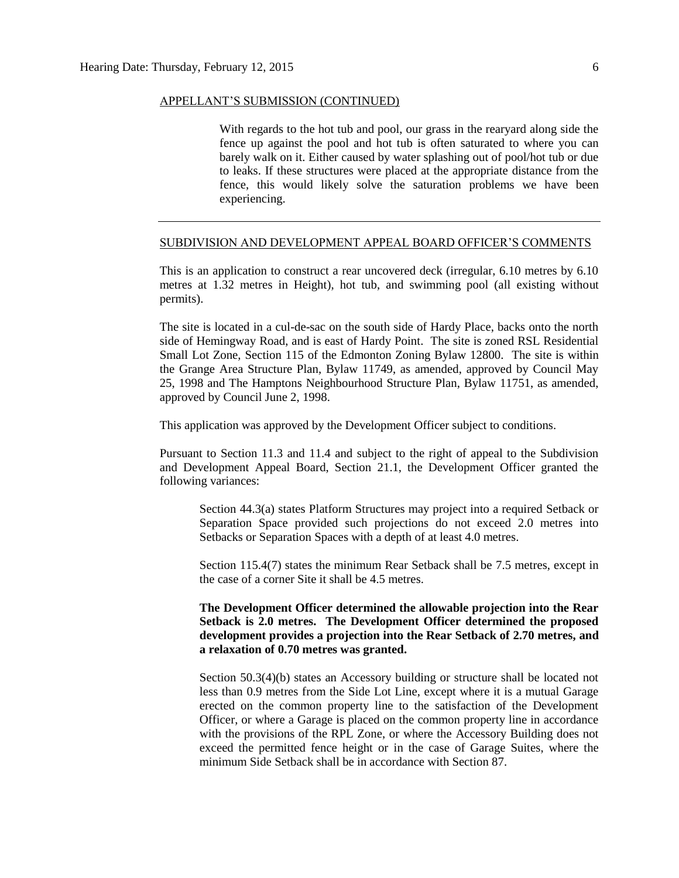APPELLANT'S SUBMISSION (CONTINUED)

> With regards to the hot tub and pool, our grass in the rearyard along side the fence up against the pool and hot tub is often saturated to where you can barely walk on it. Either caused by water splashing out of pool/hot tub or due to leaks. If these structures were placed at the appropriate distance from the fence, this would likely solve the saturation problems we have been experiencing.

---

SUBDIVISION AND DEVELOPMENT APPEAL BOARD OFFICER'S COMMENTS

This is an application to construct a rear uncovered deck (irregular, 6.10 metres by 6.10 metres at 1.32 metres in Height), hot tub, and swimming pool (all existing without permits).

The site is located in a cul-de-sac on the south side of Hardy Place, backs onto the north side of Hemingway Road, and is east of Hardy Point. The site is zoned RSL Residential Small Lot Zone, Section 115 of the Edmonton Zoning Bylaw 12800. The site is within the Grange Area Structure Plan, Bylaw 11749, as amended, approved by Council May 25, 1998 and The Hamptons Neighbourhood Structure Plan, Bylaw 11751, as amended, approved by Council June 2, 1998.

This application was approved by the Development Officer subject to conditions.

Pursuant to Section 11.3 and 11.4 and subject to the right of appeal to the Subdivision and Development Appeal Board, Section 21.1, the Development Officer granted the following variances:

> Section 44.3(a) states Platform Structures may project into a required Setback or Separation Space provided such projections do not exceed 2.0 metres into Setbacks or Separation Spaces with a depth of at least 4.0 metres.
>
> Section 115.4(7) states the minimum Rear Setback shall be 7.5 metres, except in the case of a corner Site it shall be 4.5 metres.
>
> **The Development Officer determined the allowable projection into the Rear Setback is 2.0 metres. The Development Officer determined the proposed development provides a projection into the Rear Setback of 2.70 metres, and a relaxation of 0.70 metres was granted.**
>
> Section 50.3(4)(b) states an Accessory building or structure shall be located not less than 0.9 metres from the Side Lot Line, except where it is a mutual Garage erected on the common property line to the satisfaction of the Development Officer, or where a Garage is placed on the common property line in accordance with the provisions of the RPL Zone, or where the Accessory Building does not exceed the permitted fence height or in the case of Garage Suites, where the minimum Side Setback shall be in accordance with Section 87.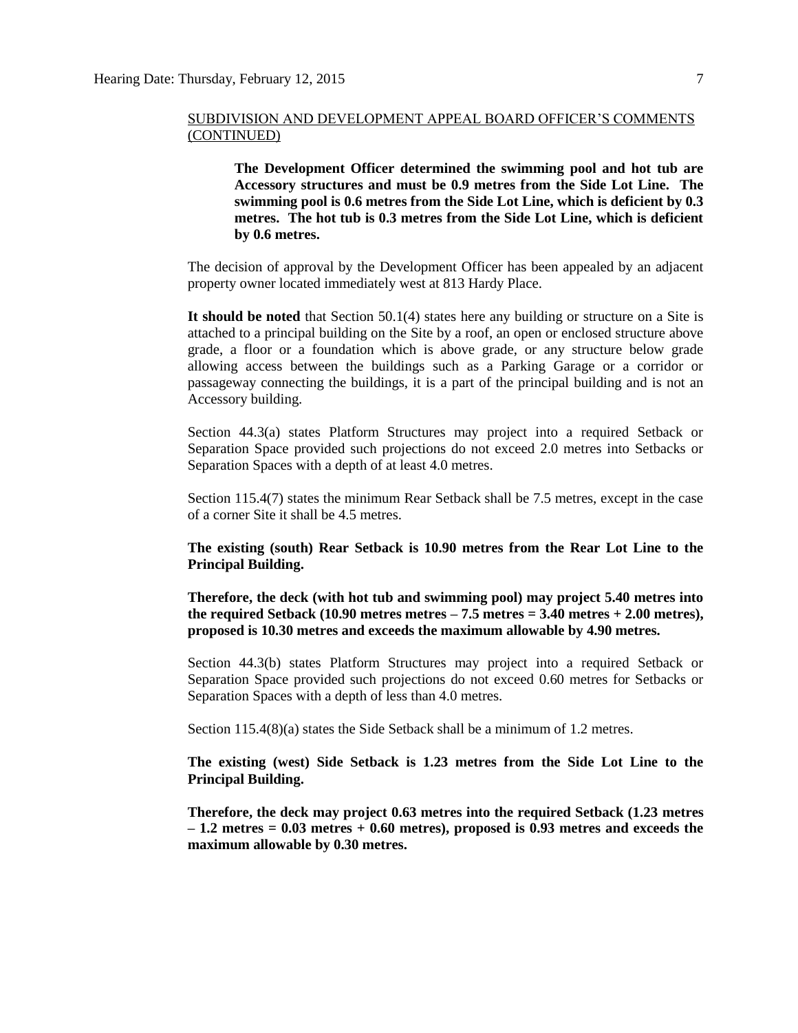SUBDIVISION AND DEVELOPMENT APPEAL BOARD OFFICER'S COMMENTS (CONTINUED)

> **The Development Officer determined the swimming pool and hot tub are Accessory structures and must be 0.9 metres from the Side Lot Line. The swimming pool is 0.6 metres from the Side Lot Line, which is deficient by 0.3 metres. The hot tub is 0.3 metres from the Side Lot Line, which is deficient by 0.6 metres.**

The decision of approval by the Development Officer has been appealed by an adjacent property owner located immediately west at 813 Hardy Place.

**It should be noted** that Section 50.1(4) states here any building or structure on a Site is attached to a principal building on the Site by a roof, an open or enclosed structure above grade, a floor or a foundation which is above grade, or any structure below grade allowing access between the buildings such as a Parking Garage or a corridor or passageway connecting the buildings, it is a part of the principal building and is not an Accessory building.

Section 44.3(a) states Platform Structures may project into a required Setback or Separation Space provided such projections do not exceed 2.0 metres into Setbacks or Separation Spaces with a depth of at least 4.0 metres.

Section 115.4(7) states the minimum Rear Setback shall be 7.5 metres, except in the case of a corner Site it shall be 4.5 metres.

**The existing (south) Rear Setback is 10.90 metres from the Rear Lot Line to the Principal Building.**

**Therefore, the deck (with hot tub and swimming pool) may project 5.40 metres into the required Setback (10.90 metres metres – 7.5 metres = 3.40 metres + 2.00 metres), proposed is 10.30 metres and exceeds the maximum allowable by 4.90 metres.**

Section 44.3(b) states Platform Structures may project into a required Setback or Separation Space provided such projections do not exceed 0.60 metres for Setbacks or Separation Spaces with a depth of less than 4.0 metres.

Section 115.4(8)(a) states the Side Setback shall be a minimum of 1.2 metres.

**The existing (west) Side Setback is 1.23 metres from the Side Lot Line to the Principal Building.**

**Therefore, the deck may project 0.63 metres into the required Setback (1.23 metres – 1.2 metres = 0.03 metres + 0.60 metres), proposed is 0.93 metres and exceeds the maximum allowable by 0.30 metres.**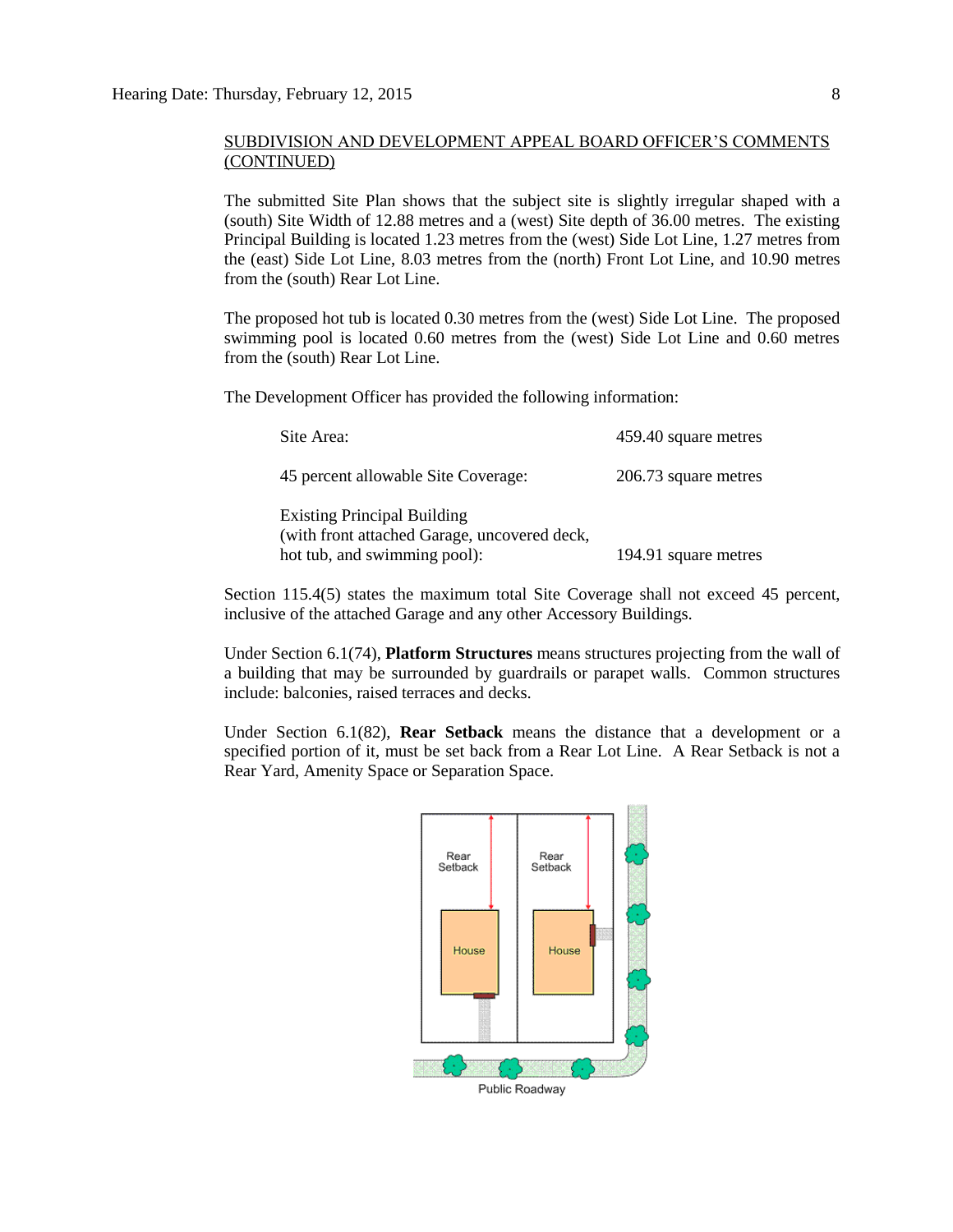SUBDIVISION AND DEVELOPMENT APPEAL BOARD OFFICER'S COMMENTS (CONTINUED)

The submitted Site Plan shows that the subject site is slightly irregular shaped with a (south) Site Width of 12.88 metres and a (west) Site depth of 36.00 metres. The existing Principal Building is located 1.23 metres from the (west) Side Lot Line, 1.27 metres from the (east) Side Lot Line, 8.03 metres from the (north) Front Lot Line, and 10.90 metres from the (south) Rear Lot Line.

The proposed hot tub is located 0.30 metres from the (west) Side Lot Line. The proposed swimming pool is located 0.60 metres from the (west) Side Lot Line and 0.60 metres from the (south) Rear Lot Line.

The Development Officer has provided the following information:

| | |
|---|---|
| Site Area: | 459.40 square metres |
| 45 percent allowable Site Coverage: | 206.73 square metres |
| Existing Principal Building (with front attached Garage, uncovered deck, hot tub, and swimming pool): | 194.91 square metres |

Section 115.4(5) states the maximum total Site Coverage shall not exceed 45 percent, inclusive of the attached Garage and any other Accessory Buildings.

Under Section 6.1(74), **Platform Structures** means structures projecting from the wall of a building that may be surrounded by guardrails or parapet walls. Common structures include: balconies, raised terraces and decks.

Under Section 6.1(82), **Rear Setback** means the distance that a development or a specified portion of it, must be set back from a Rear Lot Line. A Rear Setback is not a Rear Yard, Amenity Space or Separation Space.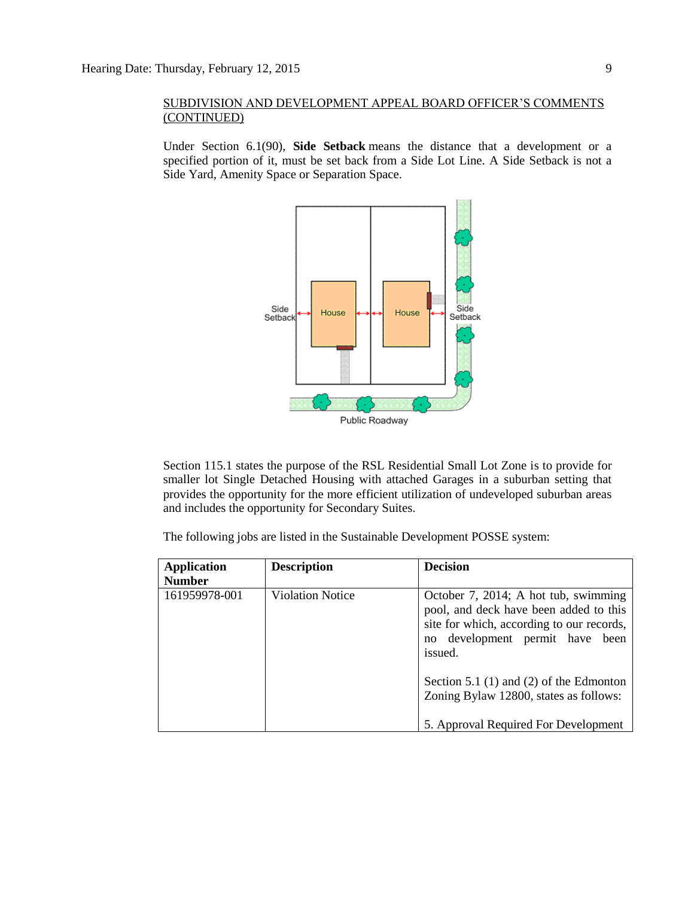SUBDIVISION AND DEVELOPMENT APPEAL BOARD OFFICER'S COMMENTS (CONTINUED)

Under Section 6.1(90), **Side Setback** means the distance that a development or a specified portion of it, must be set back from a Side Lot Line. A Side Setback is not a Side Yard, Amenity Space or Separation Space.

Section 115.1 states the purpose of the RSL Residential Small Lot Zone is to provide for smaller lot Single Detached Housing with attached Garages in a suburban setting that provides the opportunity for the more efficient utilization of undeveloped suburban areas and includes the opportunity for Secondary Suites.

The following jobs are listed in the Sustainable Development POSSE system:

| Application Number | Description | Decision |
| --- | --- | --- |
| 161959978-001 | Violation Notice | October 7, 2014; A hot tub, swimming pool, and deck have been added to this site for which, according to our records, no development permit have been issued.<br><br>Section 5.1 (1) and (2) of the Edmonton Zoning Bylaw 12800, states as follows:<br><br>5. Approval Required For Development |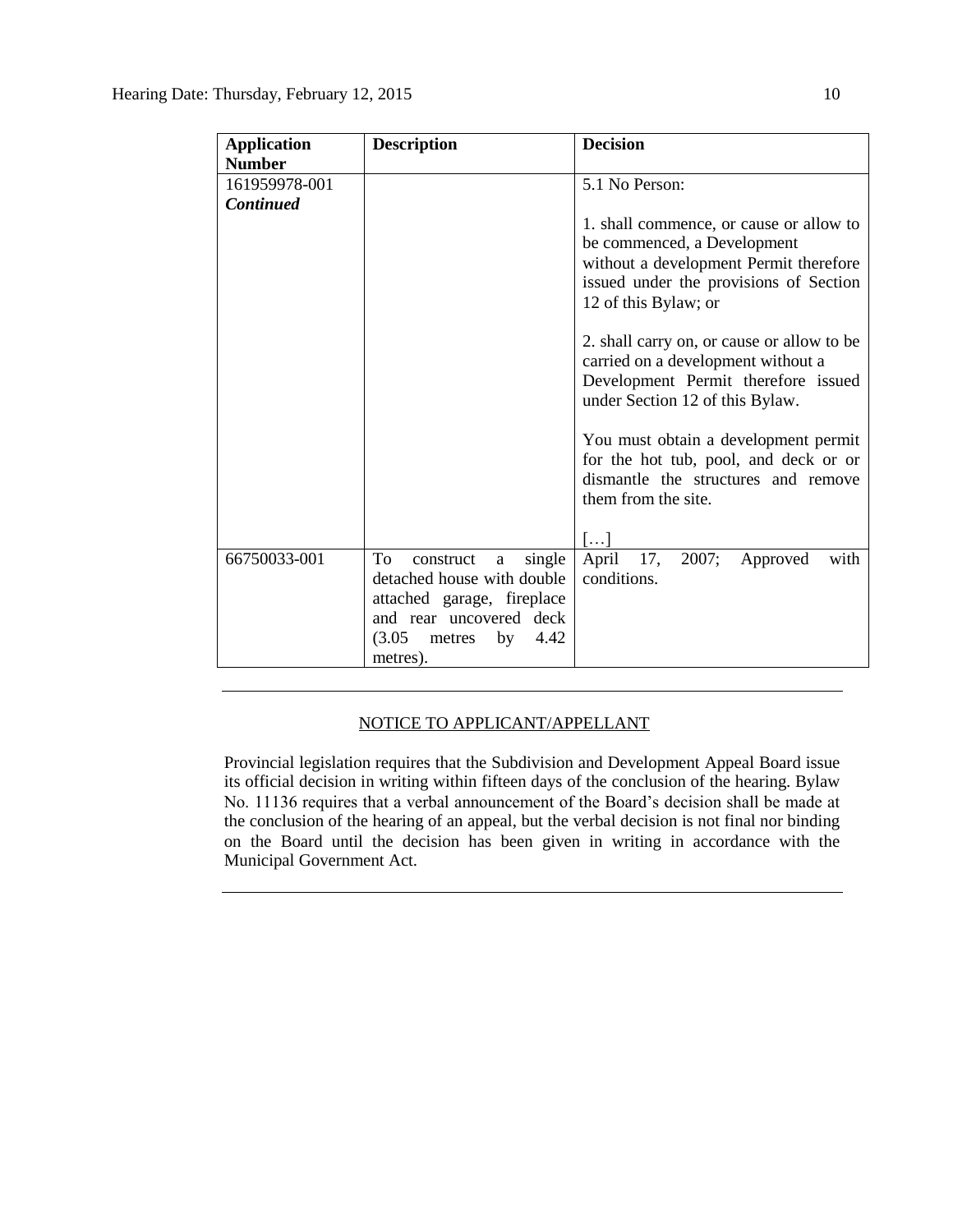| Application Number | Description | Decision |
|---|---|---|
| 161959978-001 ***Continued*** | | 5.1 No Person:<br><br>1. shall commence, or cause or allow to be commenced, a Development without a development Permit therefore issued under the provisions of Section 12 of this Bylaw; or<br><br>2. shall carry on, or cause or allow to be carried on a development without a Development Permit therefore issued under Section 12 of this Bylaw.<br><br>You must obtain a development permit for the hot tub, pool, and deck or or dismantle the structures and remove them from the site.<br><br>[…] |
| 66750033-001 | To construct a single detached house with double attached garage, fireplace and rear uncovered deck (3.05 metres by 4.42 metres). | April 17, 2007; Approved with conditions. |

---

NOTICE TO APPLICANT/APPELLANT

Provincial legislation requires that the Subdivision and Development Appeal Board issue its official decision in writing within fifteen days of the conclusion of the hearing. Bylaw No. 11136 requires that a verbal announcement of the Board's decision shall be made at the conclusion of the hearing of an appeal, but the verbal decision is not final nor binding on the Board until the decision has been given in writing in accordance with the Municipal Government Act.

---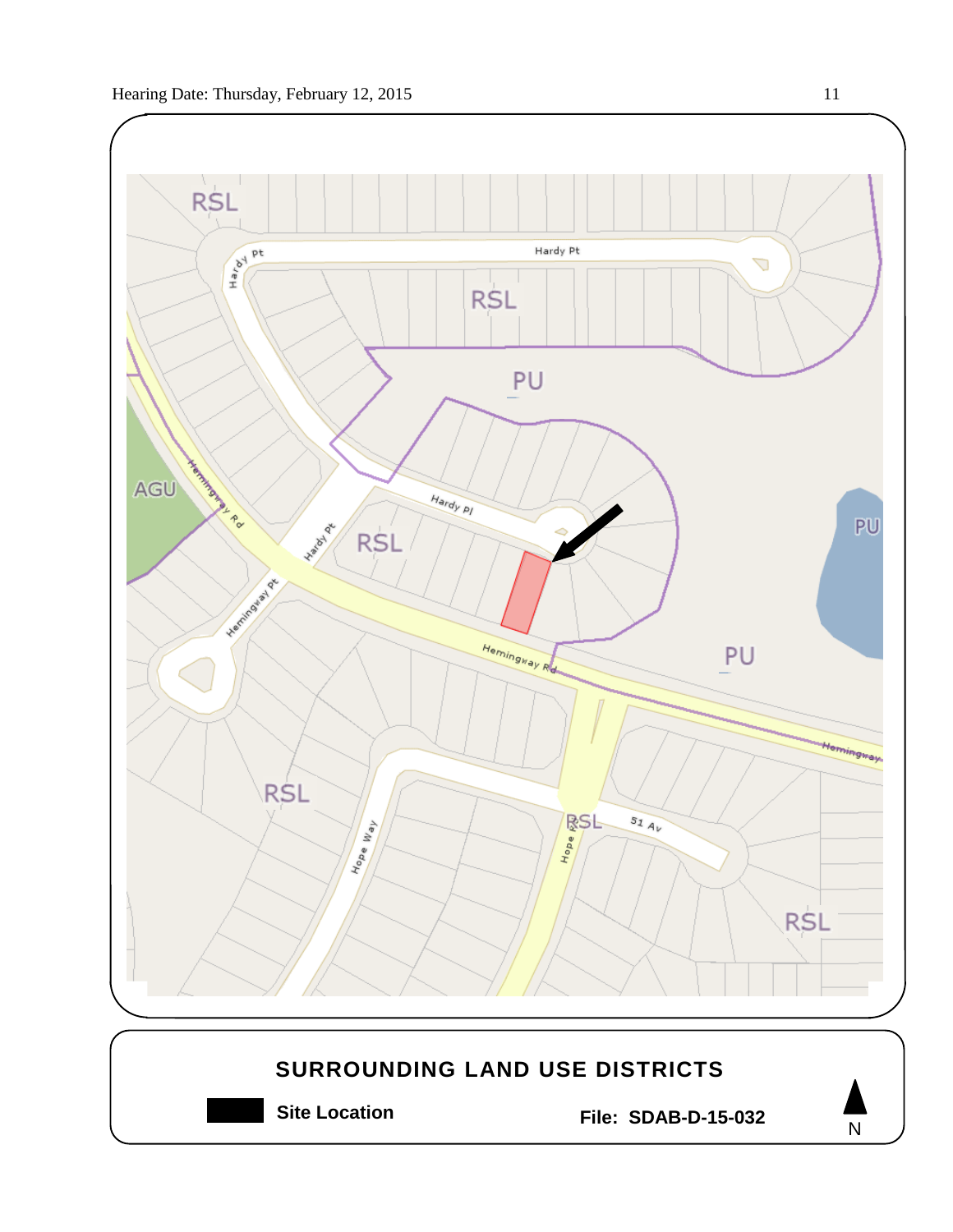## SURROUNDING LAND USE DISTRICTS

**Site Location**

**File: SDAB-D-15-032**

N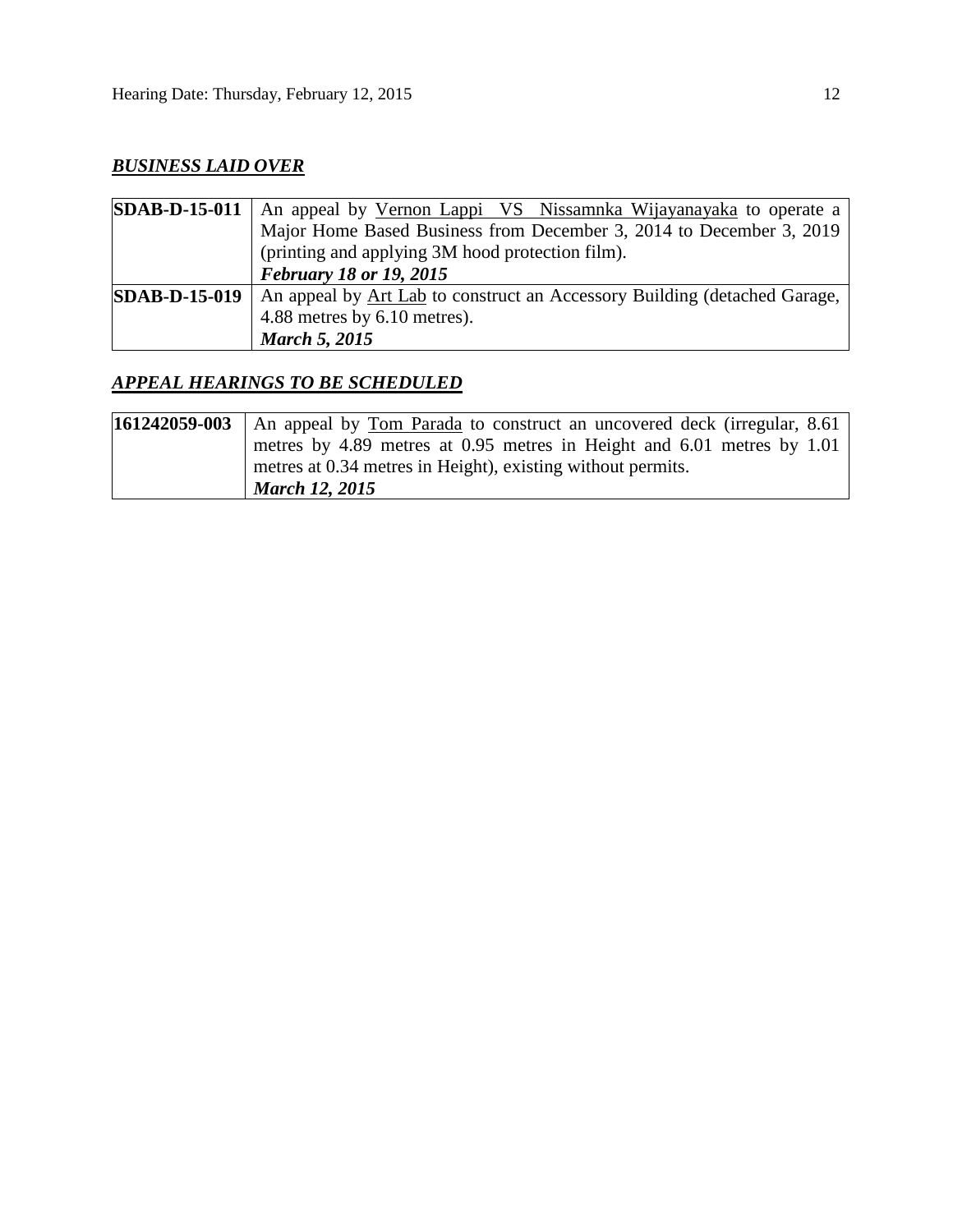***BUSINESS LAID OVER***

| | |
|---|---|
| **SDAB-D-15-011** | An appeal by Vernon Lappi VS Nissamnka Wijayanayaka to operate a Major Home Based Business from December 3, 2014 to December 3, 2019 (printing and applying 3M hood protection film).<br>***February 18 or 19, 2015*** |
| **SDAB-D-15-019** | An appeal by Art Lab to construct an Accessory Building (detached Garage, 4.88 metres by 6.10 metres).<br>***March 5, 2015*** |

***APPEAL HEARINGS TO BE SCHEDULED***

| | |
|---|---|
| **161242059-003** | An appeal by Tom Parada to construct an uncovered deck (irregular, 8.61 metres by 4.89 metres at 0.95 metres in Height and 6.01 metres by 1.01 metres at 0.34 metres in Height), existing without permits.<br>***March 12, 2015*** |